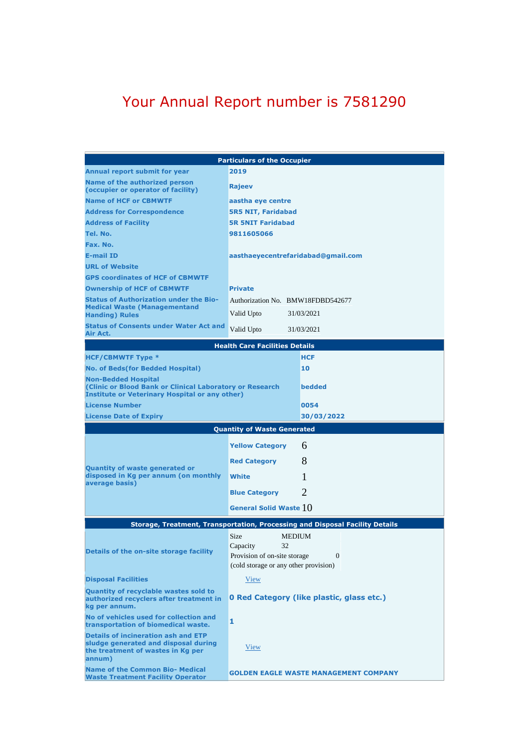# Your Annual Report number is 7581290

| Particulars of the Occupier | |
|---|---|
| Annual report submit for year | 2019 |
| Name of the authorized person (occupier or operator of facility) | Rajeev |
| Name of HCF or CBMWTF | aastha eye centre |
| Address for Correspondence | 5R5 NIT, Faridabad |
| Address of Facility | 5R 5NIT Faridabad |
| Tel. No. | 9811605066 |
| Fax. No. | |
| E-mail ID | aasthaeyecentrefaridabad@gmail.com |
| URL of Website | |
| GPS coordinates of HCF of CBMWTF | |
| Ownership of HCF of CBMWTF | Private |
| Status of Authorization under the Bio-Medical Waste (Managementand Handing) Rules | Authorization No. BMW18FDBD542677<br>Valid Upto 31/03/2021 |
| Status of Consents under Water Act and Air Act. | Valid Upto 31/03/2021 |

| Health Care Facilities Details | |
|---|---|
| HCF/CBMWTF Type * | HCF |
| No. of Beds(for Bedded Hospital) | 10 |
| Non-Bedded Hospital (Clinic or Blood Bank or Clinical Laboratory or Research Institute or Veterinary Hospital or any other) | bedded |
| License Number | 0054 |
| License Date of Expiry | 30/03/2022 |

| Quantity of Waste Generated | | |
|---|---|---|
| Quantity of waste generated or disposed in Kg per annum (on monthly average basis) | Yellow Category | 6 |
| | Red Category | 8 |
| | White | 1 |
| | Blue Category | 2 |
| | General Solid Waste | 10 |

| Storage, Treatment, Transportation, Processing and Disposal Facility Details | |
|---|---|
| Details of the on-site storage facility | Size MEDIUM<br>Capacity 32<br>Provision of on-site storage (cold storage or any other provision) 0 |
| Disposal Facilities | View |
| Quantity of recyclable wastes sold to authorized recyclers after treatment in kg per annum. | 0 Red Category (like plastic, glass etc.) |
| No of vehicles used for collection and transportation of biomedical waste. | 1 |
| Details of incineration ash and ETP sludge generated and disposal during the treatment of wastes in Kg per annum) | View |
| Name of the Common Bio- Medical Waste Treatment Facility Operator | GOLDEN EAGLE WASTE MANAGEMENT COMPANY |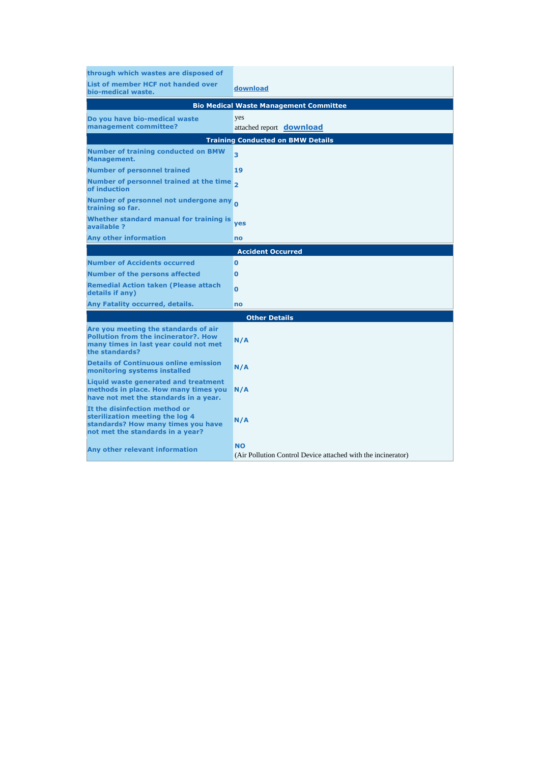| | |
|---|---|
| through which wastes are disposed of | |
| List of member HCF not handed over bio-medical waste. | download |

| Bio Medical Waste Management Committee | |
|---|---|
| Do you have bio-medical waste management committee? | yes<br>attached report **download** |

| Training Conducted on BMW Details | |
|---|---|
| Number of training conducted on BMW Management. | 3 |
| Number of personnel trained | 19 |
| Number of personnel trained at the time of induction | 2 |
| Number of personnel not undergone any training so far. | 0 |
| Whether standard manual for training is available ? | yes |
| Any other information | no |

| Accident Occurred | |
|---|---|
| Number of Accidents occurred | 0 |
| Number of the persons affected | 0 |
| Remedial Action taken (Please attach details if any) | 0 |
| Any Fatality occurred, details. | no |

| Other Details | |
|---|---|
| Are you meeting the standards of air Pollution from the incinerator?. How many times in last year could not met the standards? | N/A |
| Details of Continuous online emission monitoring systems installed | N/A |
| Liquid waste generated and treatment methods in place. How many times you have not met the standards in a year. | N/A |
| It the disinfection method or sterilization meeting the log 4 standards? How many times you have not met the standards in a year? | N/A |
| Any other relevant information | NO<br>(Air Pollution Control Device attached with the incinerator) |